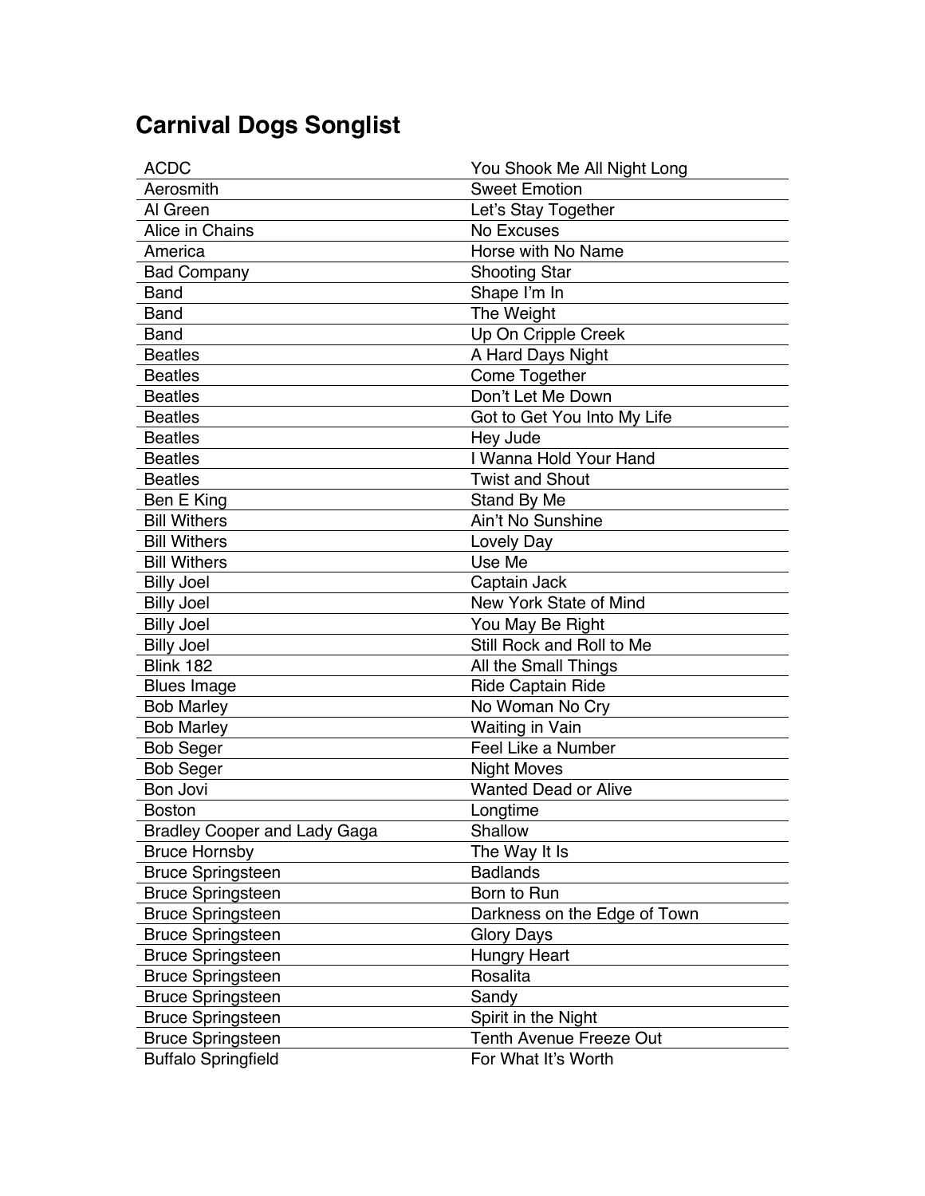# Carnival Dogs Songlist

| ACDC | You Shook Me All Night Long |
|---|---|
| Aerosmith | Sweet Emotion |
| Al Green | Let's Stay Together |
| Alice in Chains | No Excuses |
| America | Horse with No Name |
| Bad Company | Shooting Star |
| Band | Shape I'm In |
| Band | The Weight |
| Band | Up On Cripple Creek |
| Beatles | A Hard Days Night |
| Beatles | Come Together |
| Beatles | Don't Let Me Down |
| Beatles | Got to Get You Into My Life |
| Beatles | Hey Jude |
| Beatles | I Wanna Hold Your Hand |
| Beatles | Twist and Shout |
| Ben E King | Stand By Me |
| Bill Withers | Ain't No Sunshine |
| Bill Withers | Lovely Day |
| Bill Withers | Use Me |
| Billy Joel | Captain Jack |
| Billy Joel | New York State of Mind |
| Billy Joel | You May Be Right |
| Billy Joel | Still Rock and Roll to Me |
| Blink 182 | All the Small Things |
| Blues Image | Ride Captain Ride |
| Bob Marley | No Woman No Cry |
| Bob Marley | Waiting in Vain |
| Bob Seger | Feel Like a Number |
| Bob Seger | Night Moves |
| Bon Jovi | Wanted Dead or Alive |
| Boston | Longtime |
| Bradley Cooper and Lady Gaga | Shallow |
| Bruce Hornsby | The Way It Is |
| Bruce Springsteen | Badlands |
| Bruce Springsteen | Born to Run |
| Bruce Springsteen | Darkness on the Edge of Town |
| Bruce Springsteen | Glory Days |
| Bruce Springsteen | Hungry Heart |
| Bruce Springsteen | Rosalita |
| Bruce Springsteen | Sandy |
| Bruce Springsteen | Spirit in the Night |
| Bruce Springsteen | Tenth Avenue Freeze Out |
| Buffalo Springfield | For What It's Worth |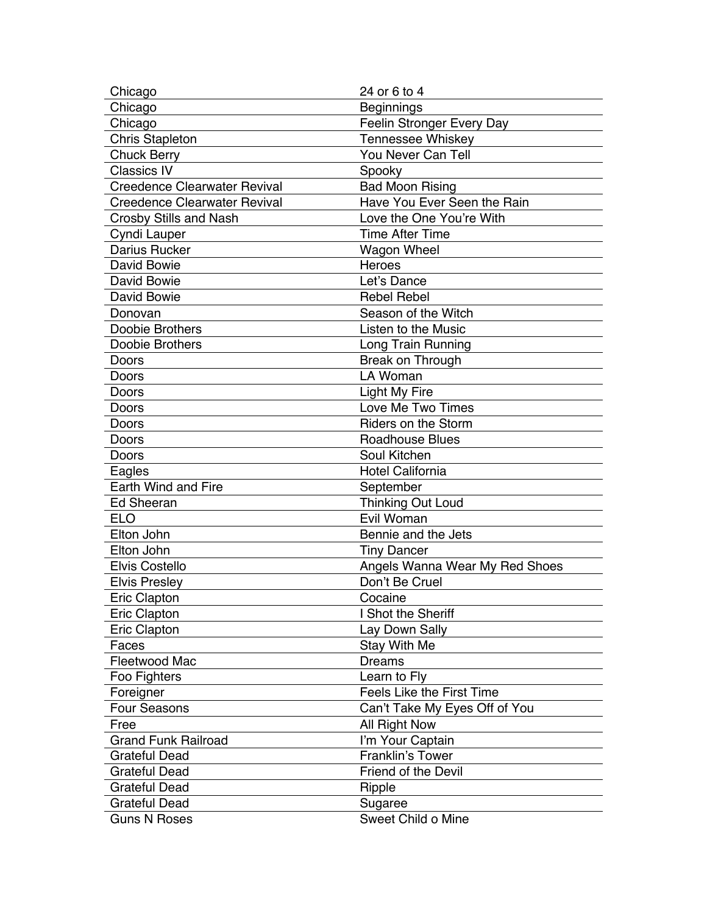| Chicago | 24 or 6 to 4 |
|---|---|
| Chicago | Beginnings |
| Chicago | Feelin Stronger Every Day |
| Chris Stapleton | Tennessee Whiskey |
| Chuck Berry | You Never Can Tell |
| Classics IV | Spooky |
| Creedence Clearwater Revival | Bad Moon Rising |
| Creedence Clearwater Revival | Have You Ever Seen the Rain |
| Crosby Stills and Nash | Love the One You're With |
| Cyndi Lauper | Time After Time |
| Darius Rucker | Wagon Wheel |
| David Bowie | Heroes |
| David Bowie | Let's Dance |
| David Bowie | Rebel Rebel |
| Donovan | Season of the Witch |
| Doobie Brothers | Listen to the Music |
| Doobie Brothers | Long Train Running |
| Doors | Break on Through |
| Doors | LA Woman |
| Doors | Light My Fire |
| Doors | Love Me Two Times |
| Doors | Riders on the Storm |
| Doors | Roadhouse Blues |
| Doors | Soul Kitchen |
| Eagles | Hotel California |
| Earth Wind and Fire | September |
| Ed Sheeran | Thinking Out Loud |
| ELO | Evil Woman |
| Elton John | Bennie and the Jets |
| Elton John | Tiny Dancer |
| Elvis Costello | Angels Wanna Wear My Red Shoes |
| Elvis Presley | Don't Be Cruel |
| Eric Clapton | Cocaine |
| Eric Clapton | I Shot the Sheriff |
| Eric Clapton | Lay Down Sally |
| Faces | Stay With Me |
| Fleetwood Mac | Dreams |
| Foo Fighters | Learn to Fly |
| Foreigner | Feels Like the First Time |
| Four Seasons | Can't Take My Eyes Off of You |
| Free | All Right Now |
| Grand Funk Railroad | I'm Your Captain |
| Grateful Dead | Franklin's Tower |
| Grateful Dead | Friend of the Devil |
| Grateful Dead | Ripple |
| Grateful Dead | Sugaree |
| Guns N Roses | Sweet Child o Mine |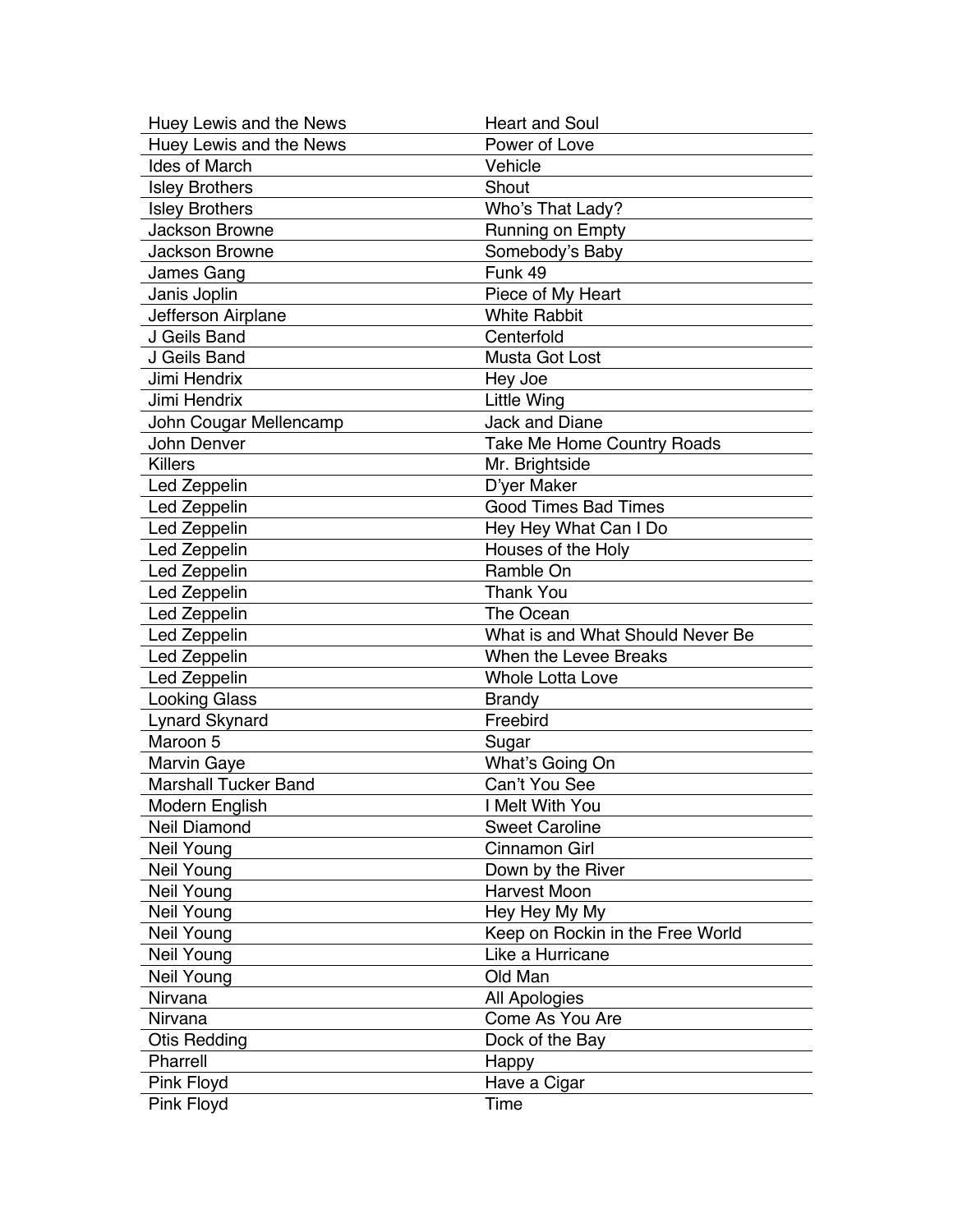| | |
|---|---|
| Huey Lewis and the News | Heart and Soul |
| Huey Lewis and the News | Power of Love |
| Ides of March | Vehicle |
| Isley Brothers | Shout |
| Isley Brothers | Who's That Lady? |
| Jackson Browne | Running on Empty |
| Jackson Browne | Somebody's Baby |
| James Gang | Funk 49 |
| Janis Joplin | Piece of My Heart |
| Jefferson Airplane | White Rabbit |
| J Geils Band | Centerfold |
| J Geils Band | Musta Got Lost |
| Jimi Hendrix | Hey Joe |
| Jimi Hendrix | Little Wing |
| John Cougar Mellencamp | Jack and Diane |
| John Denver | Take Me Home Country Roads |
| Killers | Mr. Brightside |
| Led Zeppelin | D'yer Maker |
| Led Zeppelin | Good Times Bad Times |
| Led Zeppelin | Hey Hey What Can I Do |
| Led Zeppelin | Houses of the Holy |
| Led Zeppelin | Ramble On |
| Led Zeppelin | Thank You |
| Led Zeppelin | The Ocean |
| Led Zeppelin | What is and What Should Never Be |
| Led Zeppelin | When the Levee Breaks |
| Led Zeppelin | Whole Lotta Love |
| Looking Glass | Brandy |
| Lynard Skynard | Freebird |
| Maroon 5 | Sugar |
| Marvin Gaye | What's Going On |
| Marshall Tucker Band | Can't You See |
| Modern English | I Melt With You |
| Neil Diamond | Sweet Caroline |
| Neil Young | Cinnamon Girl |
| Neil Young | Down by the River |
| Neil Young | Harvest Moon |
| Neil Young | Hey Hey My My |
| Neil Young | Keep on Rockin in the Free World |
| Neil Young | Like a Hurricane |
| Neil Young | Old Man |
| Nirvana | All Apologies |
| Nirvana | Come As You Are |
| Otis Redding | Dock of the Bay |
| Pharrell | Happy |
| Pink Floyd | Have a Cigar |
| Pink Floyd | Time |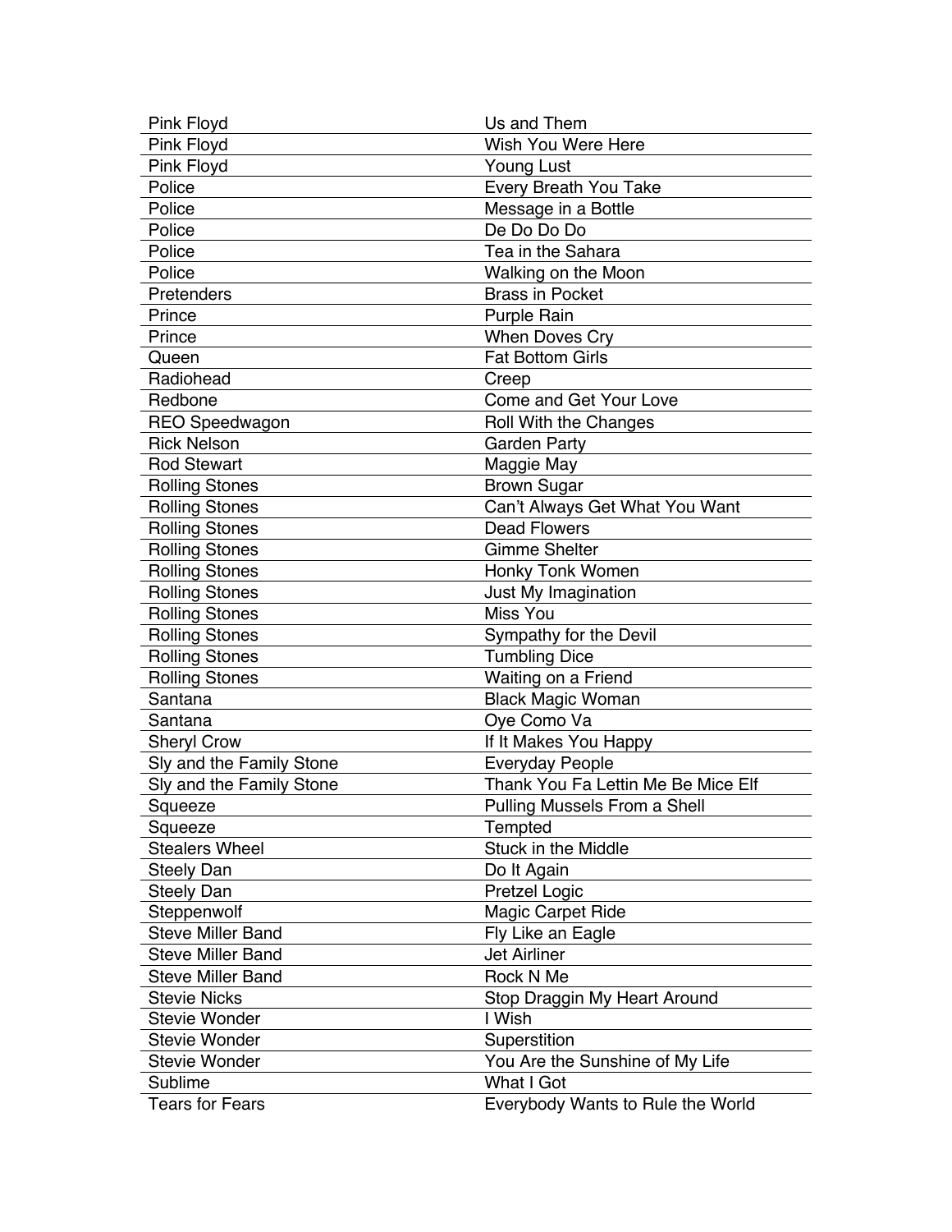| Pink Floyd | Us and Them |
|---|---|
| Pink Floyd | Wish You Were Here |
| Pink Floyd | Young Lust |
| Police | Every Breath You Take |
| Police | Message in a Bottle |
| Police | De Do Do Do |
| Police | Tea in the Sahara |
| Police | Walking on the Moon |
| Pretenders | Brass in Pocket |
| Prince | Purple Rain |
| Prince | When Doves Cry |
| Queen | Fat Bottom Girls |
| Radiohead | Creep |
| Redbone | Come and Get Your Love |
| REO Speedwagon | Roll With the Changes |
| Rick Nelson | Garden Party |
| Rod Stewart | Maggie May |
| Rolling Stones | Brown Sugar |
| Rolling Stones | Can't Always Get What You Want |
| Rolling Stones | Dead Flowers |
| Rolling Stones | Gimme Shelter |
| Rolling Stones | Honky Tonk Women |
| Rolling Stones | Just My Imagination |
| Rolling Stones | Miss You |
| Rolling Stones | Sympathy for the Devil |
| Rolling Stones | Tumbling Dice |
| Rolling Stones | Waiting on a Friend |
| Santana | Black Magic Woman |
| Santana | Oye Como Va |
| Sheryl Crow | If It Makes You Happy |
| Sly and the Family Stone | Everyday People |
| Sly and the Family Stone | Thank You Fa Lettin Me Be Mice Elf |
| Squeeze | Pulling Mussels From a Shell |
| Squeeze | Tempted |
| Stealers Wheel | Stuck in the Middle |
| Steely Dan | Do It Again |
| Steely Dan | Pretzel Logic |
| Steppenwolf | Magic Carpet Ride |
| Steve Miller Band | Fly Like an Eagle |
| Steve Miller Band | Jet Airliner |
| Steve Miller Band | Rock N Me |
| Stevie Nicks | Stop Draggin My Heart Around |
| Stevie Wonder | I Wish |
| Stevie Wonder | Superstition |
| Stevie Wonder | You Are the Sunshine of My Life |
| Sublime | What I Got |
| Tears for Fears | Everybody Wants to Rule the World |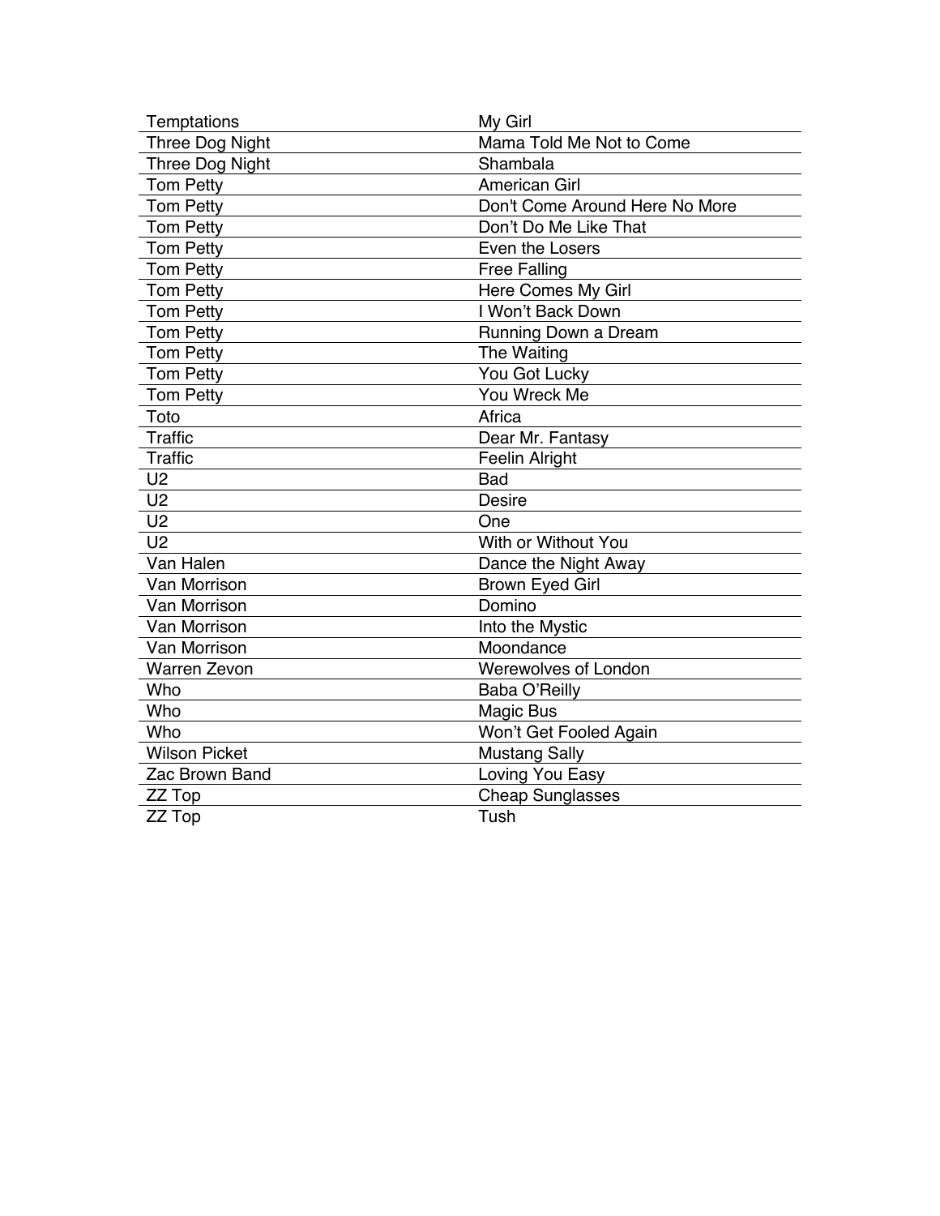| | |
|---|---|
| Temptations | My Girl |
| Three Dog Night | Mama Told Me Not to Come |
| Three Dog Night | Shambala |
| Tom Petty | American Girl |
| Tom Petty | Don't Come Around Here No More |
| Tom Petty | Don’t Do Me Like That |
| Tom Petty | Even the Losers |
| Tom Petty | Free Falling |
| Tom Petty | Here Comes My Girl |
| Tom Petty | I Won’t Back Down |
| Tom Petty | Running Down a Dream |
| Tom Petty | The Waiting |
| Tom Petty | You Got Lucky |
| Tom Petty | You Wreck Me |
| Toto | Africa |
| Traffic | Dear Mr. Fantasy |
| Traffic | Feelin Alright |
| U2 | Bad |
| U2 | Desire |
| U2 | One |
| U2 | With or Without You |
| Van Halen | Dance the Night Away |
| Van Morrison | Brown Eyed Girl |
| Van Morrison | Domino |
| Van Morrison | Into the Mystic |
| Van Morrison | Moondance |
| Warren Zevon | Werewolves of London |
| Who | Baba O’Reilly |
| Who | Magic Bus |
| Who | Won’t Get Fooled Again |
| Wilson Picket | Mustang Sally |
| Zac Brown Band | Loving You Easy |
| ZZ Top | Cheap Sunglasses |
| ZZ Top | Tush |